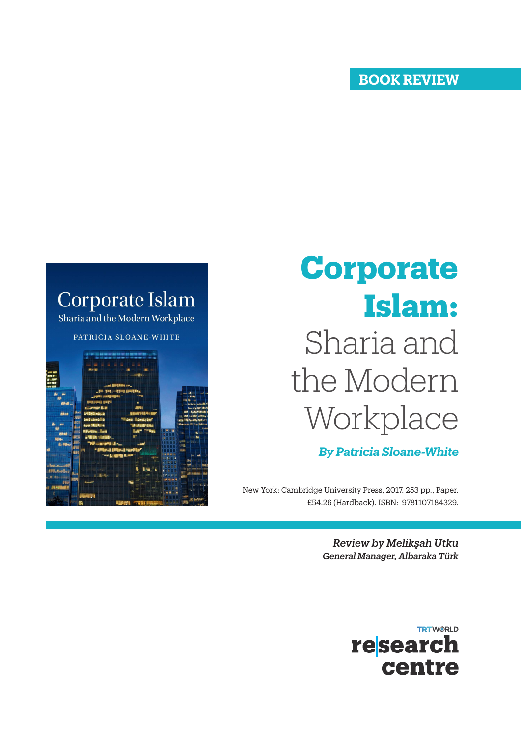BOOK REVIEW

# Corporate Islam: Sharia and the Modern Workplace

***By Patricia Sloane-White***

New York: Cambridge University Press, 2017. 253 pp., Paper. £54.26 (Hardback). ISBN: 9781107184329.

***Review by Melikşah Utku***
***General Manager, Albaraka Türk***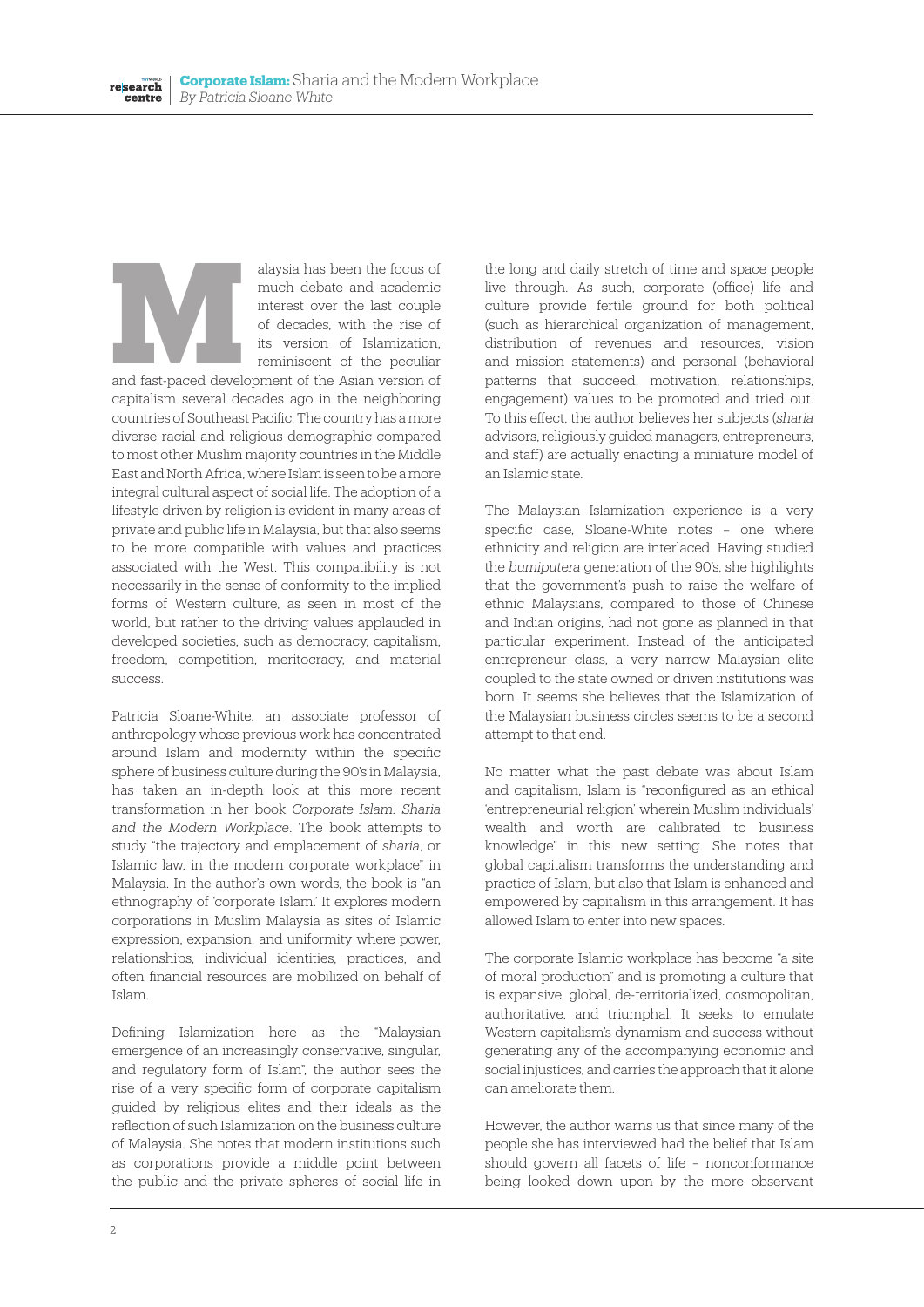Malaysia has been the focus of much debate and academic interest over the last couple of decades, with the rise of its version of Islamization, reminiscent of the peculiar and fast-paced development of the Asian version of capitalism several decades ago in the neighboring countries of Southeast Pacific. The country has a more diverse racial and religious demographic compared to most other Muslim majority countries in the Middle East and North Africa, where Islam is seen to be a more integral cultural aspect of social life. The adoption of a lifestyle driven by religion is evident in many areas of private and public life in Malaysia, but that also seems to be more compatible with values and practices associated with the West. This compatibility is not necessarily in the sense of conformity to the implied forms of Western culture, as seen in most of the world, but rather to the driving values applauded in developed societies, such as democracy, capitalism, freedom, competition, meritocracy, and material success.

Patricia Sloane-White, an associate professor of anthropology whose previous work has concentrated around Islam and modernity within the specific sphere of business culture during the 90's in Malaysia, has taken an in-depth look at this more recent transformation in her book *Corporate Islam: Sharia and the Modern Workplace*. The book attempts to study "the trajectory and emplacement of *sharia*, or Islamic law, in the modern corporate workplace" in Malaysia. In the author's own words, the book is "an ethnography of 'corporate Islam.' It explores modern corporations in Muslim Malaysia as sites of Islamic expression, expansion, and uniformity where power, relationships, individual identities, practices, and often financial resources are mobilized on behalf of Islam.

Defining Islamization here as the "Malaysian emergence of an increasingly conservative, singular, and regulatory form of Islam", the author sees the rise of a very specific form of corporate capitalism guided by religious elites and their ideals as the reflection of such Islamization on the business culture of Malaysia. She notes that modern institutions such as corporations provide a middle point between the public and the private spheres of social life in the long and daily stretch of time and space people live through. As such, corporate (office) life and culture provide fertile ground for both political (such as hierarchical organization of management, distribution of revenues and resources, vision and mission statements) and personal (behavioral patterns that succeed, motivation, relationships, engagement) values to be promoted and tried out. To this effect, the author believes her subjects (*sharia* advisors, religiously guided managers, entrepreneurs, and staff) are actually enacting a miniature model of an Islamic state.

The Malaysian Islamization experience is a very specific case, Sloane-White notes – one where ethnicity and religion are interlaced. Having studied the *bumiputera* generation of the 90's, she highlights that the government's push to raise the welfare of ethnic Malaysians, compared to those of Chinese and Indian origins, had not gone as planned in that particular experiment. Instead of the anticipated entrepreneur class, a very narrow Malaysian elite coupled to the state owned or driven institutions was born. It seems she believes that the Islamization of the Malaysian business circles seems to be a second attempt to that end.

No matter what the past debate was about Islam and capitalism, Islam is "reconfigured as an ethical 'entrepreneurial religion' wherein Muslim individuals' wealth and worth are calibrated to business knowledge" in this new setting. She notes that global capitalism transforms the understanding and practice of Islam, but also that Islam is enhanced and empowered by capitalism in this arrangement. It has allowed Islam to enter into new spaces.

The corporate Islamic workplace has become "a site of moral production" and is promoting a culture that is expansive, global, de-territorialized, cosmopolitan, authoritative, and triumphal. It seeks to emulate Western capitalism's dynamism and success without generating any of the accompanying economic and social injustices, and carries the approach that it alone can ameliorate them.

However, the author warns us that since many of the people she has interviewed had the belief that Islam should govern all facets of life – nonconformance being looked down upon by the more observant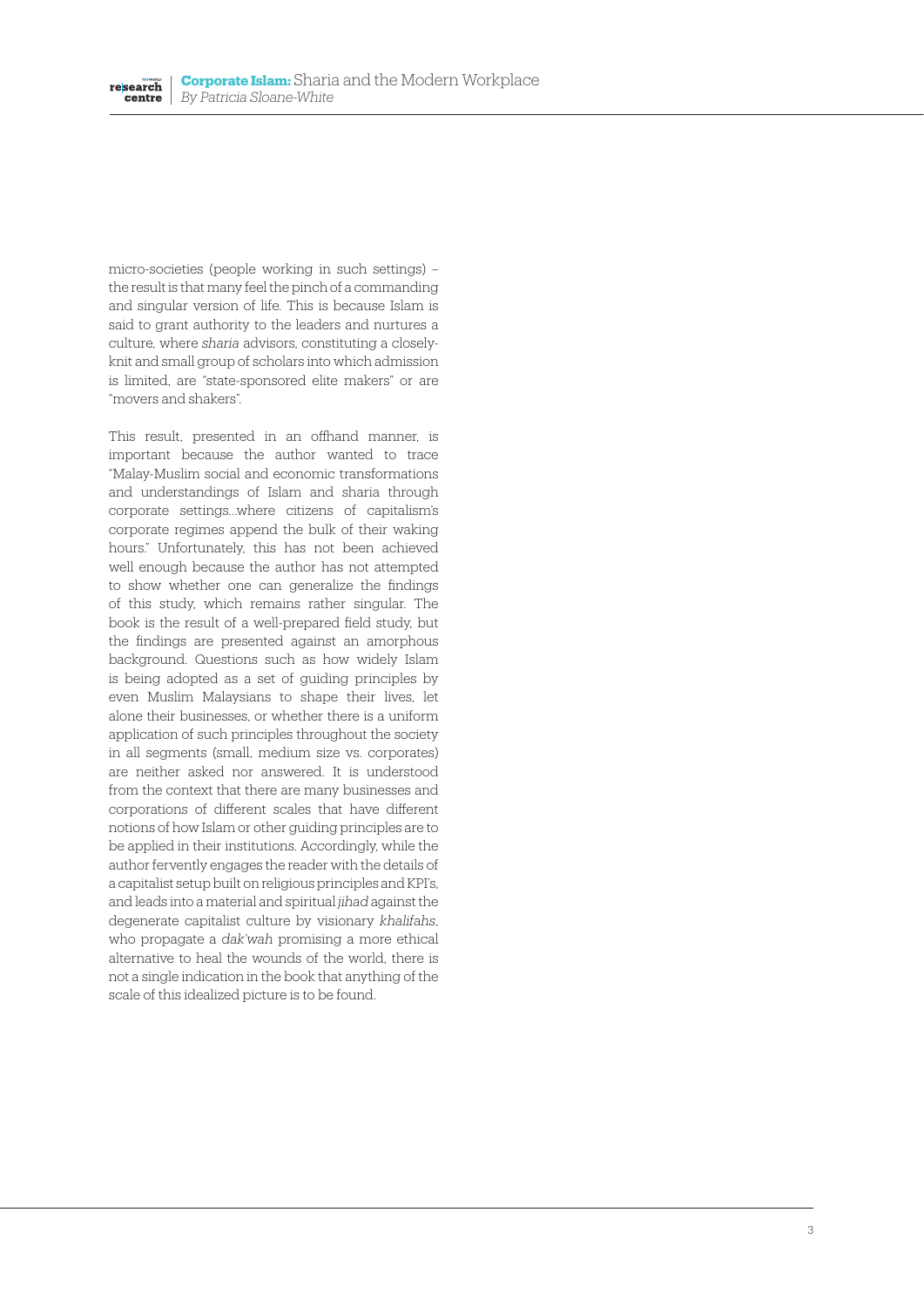micro-societies (people working in such settings) – the result is that many feel the pinch of a commanding and singular version of life. This is because Islam is said to grant authority to the leaders and nurtures a culture, where *sharia* advisors, constituting a closely-knit and small group of scholars into which admission is limited, are "state-sponsored elite makers" or are "movers and shakers".

This result, presented in an offhand manner, is important because the author wanted to trace "Malay-Muslim social and economic transformations and understandings of Islam and sharia through corporate settings...where citizens of capitalism's corporate regimes append the bulk of their waking hours." Unfortunately, this has not been achieved well enough because the author has not attempted to show whether one can generalize the findings of this study, which remains rather singular. The book is the result of a well-prepared field study, but the findings are presented against an amorphous background. Questions such as how widely Islam is being adopted as a set of guiding principles by even Muslim Malaysians to shape their lives, let alone their businesses, or whether there is a uniform application of such principles throughout the society in all segments (small, medium size vs. corporates) are neither asked nor answered. It is understood from the context that there are many businesses and corporations of different scales that have different notions of how Islam or other guiding principles are to be applied in their institutions. Accordingly, while the author fervently engages the reader with the details of a capitalist setup built on religious principles and KPI's, and leads into a material and spiritual *jihad* against the degenerate capitalist culture by visionary *khalifahs*, who propagate a *dak'wah* promising a more ethical alternative to heal the wounds of the world, there is not a single indication in the book that anything of the scale of this idealized picture is to be found.